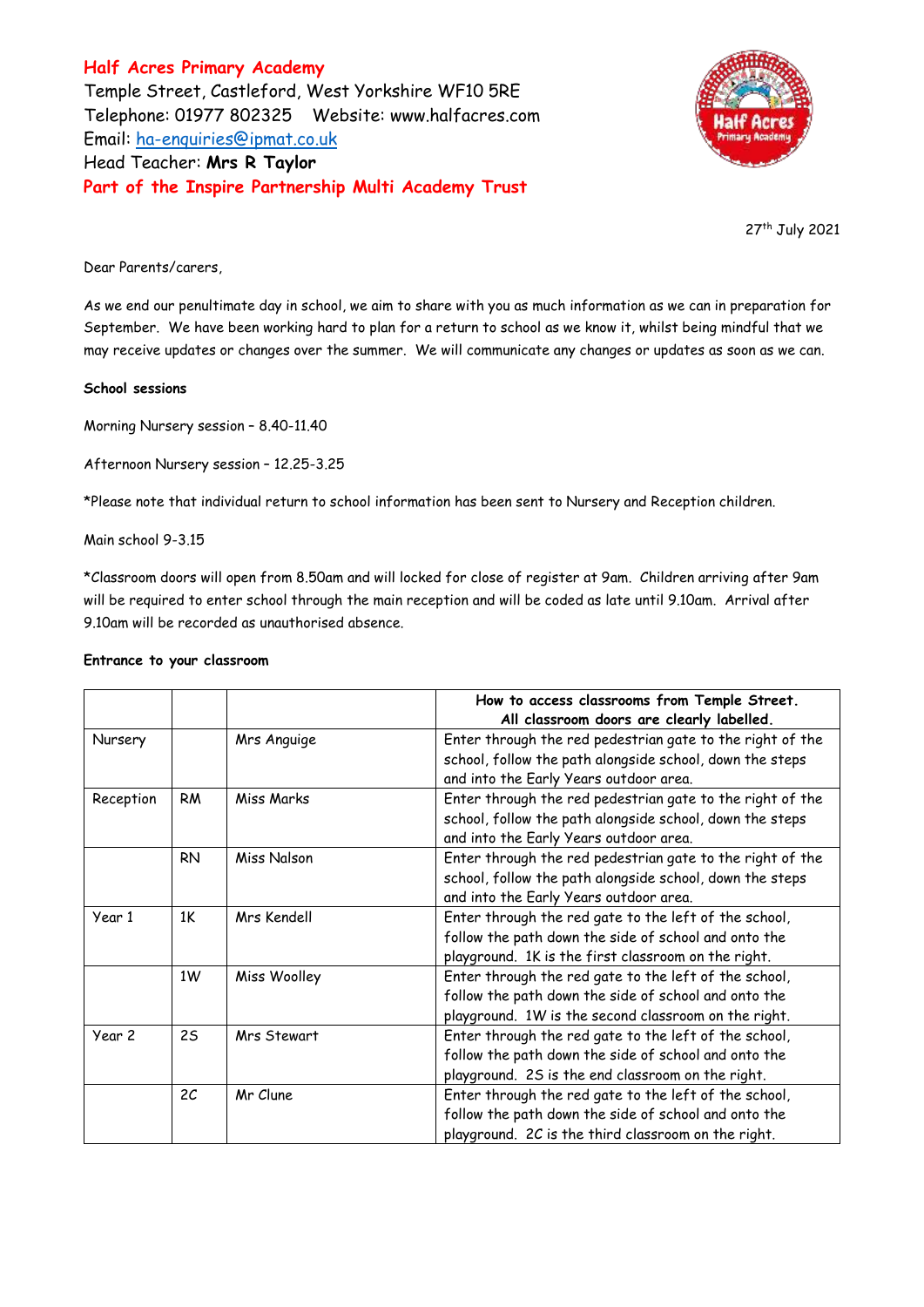**Half Acres Primary Academy**
Temple Street, Castleford, West Yorkshire WF10 5RE
Telephone: 01977 802325 Website: www.halfacres.com
Email: ha-enquiries@ipmat.co.uk
Head Teacher: **Mrs R Taylor**
**Part of the Inspire Partnership Multi Academy Trust**

27th July 2021

Dear Parents/carers,

As we end our penultimate day in school, we aim to share with you as much information as we can in preparation for September. We have been working hard to plan for a return to school as we know it, whilst being mindful that we may receive updates or changes over the summer. We will communicate any changes or updates as soon as we can.

**School sessions**

Morning Nursery session – 8.40-11.40

Afternoon Nursery session – 12.25-3.25

*Please note that individual return to school information has been sent to Nursery and Reception children.

Main school 9-3.15

*Classroom doors will open from 8.50am and will locked for close of register at 9am. Children arriving after 9am will be required to enter school through the main reception and will be coded as late until 9.10am. Arrival after 9.10am will be recorded as unauthorised absence.

**Entrance to your classroom**

| | | | **How to access classrooms from Temple Street. All classroom doors are clearly labelled.** |
|---|---|---|---|
| Nursery | | Mrs Anguige | Enter through the red pedestrian gate to the right of the school, follow the path alongside school, down the steps and into the Early Years outdoor area. |
| Reception | RM | Miss Marks | Enter through the red pedestrian gate to the right of the school, follow the path alongside school, down the steps and into the Early Years outdoor area. |
| | RN | Miss Nalson | Enter through the red pedestrian gate to the right of the school, follow the path alongside school, down the steps and into the Early Years outdoor area. |
| Year 1 | 1K | Mrs Kendell | Enter through the red gate to the left of the school, follow the path down the side of school and onto the playground. 1K is the first classroom on the right. |
| | 1W | Miss Woolley | Enter through the red gate to the left of the school, follow the path down the side of school and onto the playground. 1W is the second classroom on the right. |
| Year 2 | 2S | Mrs Stewart | Enter through the red gate to the left of the school, follow the path down the side of school and onto the playground. 2S is the end classroom on the right. |
| | 2C | Mr Clune | Enter through the red gate to the left of the school, follow the path down the side of school and onto the playground. 2C is the third classroom on the right. |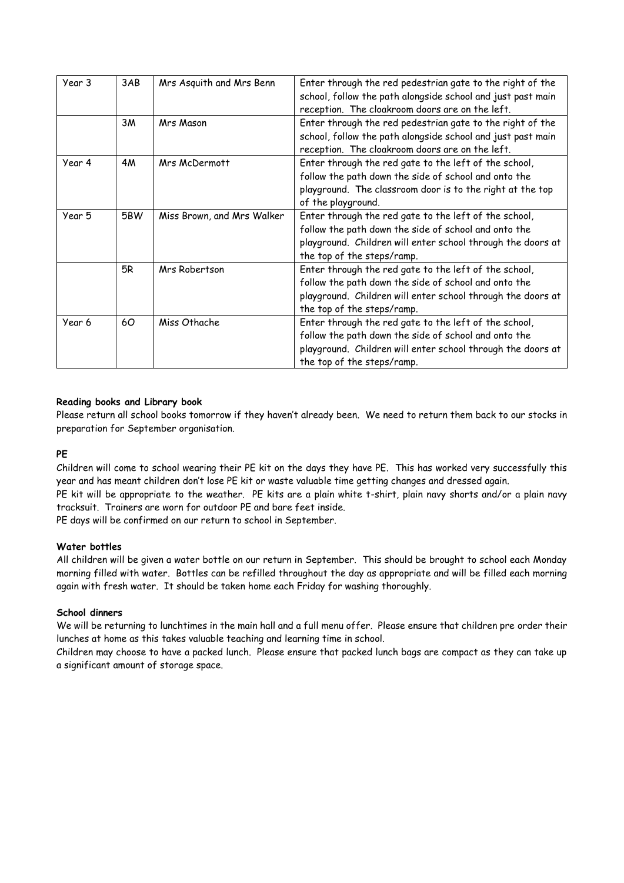| Year 3 | 3AB | Mrs Asquith and Mrs Benn | Enter through the red pedestrian gate to the right of the school, follow the path alongside school and just past main reception. The cloakroom doors are on the left. |
|---|---|---|---|
| | 3M | Mrs Mason | Enter through the red pedestrian gate to the right of the school, follow the path alongside school and just past main reception. The cloakroom doors are on the left. |
| Year 4 | 4M | Mrs McDermott | Enter through the red gate to the left of the school, follow the path down the side of school and onto the playground. The classroom door is to the right at the top of the playground. |
| Year 5 | 5BW | Miss Brown, and Mrs Walker | Enter through the red gate to the left of the school, follow the path down the side of school and onto the playground. Children will enter school through the doors at the top of the steps/ramp. |
| | 5R | Mrs Robertson | Enter through the red gate to the left of the school, follow the path down the side of school and onto the playground. Children will enter school through the doors at the top of the steps/ramp. |
| Year 6 | 6O | Miss Othache | Enter through the red gate to the left of the school, follow the path down the side of school and onto the playground. Children will enter school through the doors at the top of the steps/ramp. |

**Reading books and Library book**

Please return all school books tomorrow if they haven't already been. We need to return them back to our stocks in preparation for September organisation.

**PE**

Children will come to school wearing their PE kit on the days they have PE. This has worked very successfully this year and has meant children don't lose PE kit or waste valuable time getting changes and dressed again.

PE kit will be appropriate to the weather. PE kits are a plain white t-shirt, plain navy shorts and/or a plain navy tracksuit. Trainers are worn for outdoor PE and bare feet inside.

PE days will be confirmed on our return to school in September.

**Water bottles**

All children will be given a water bottle on our return in September. This should be brought to school each Monday morning filled with water. Bottles can be refilled throughout the day as appropriate and will be filled each morning again with fresh water. It should be taken home each Friday for washing thoroughly.

**School dinners**

We will be returning to lunchtimes in the main hall and a full menu offer. Please ensure that children pre order their lunches at home as this takes valuable teaching and learning time in school.

Children may choose to have a packed lunch. Please ensure that packed lunch bags are compact as they can take up a significant amount of storage space.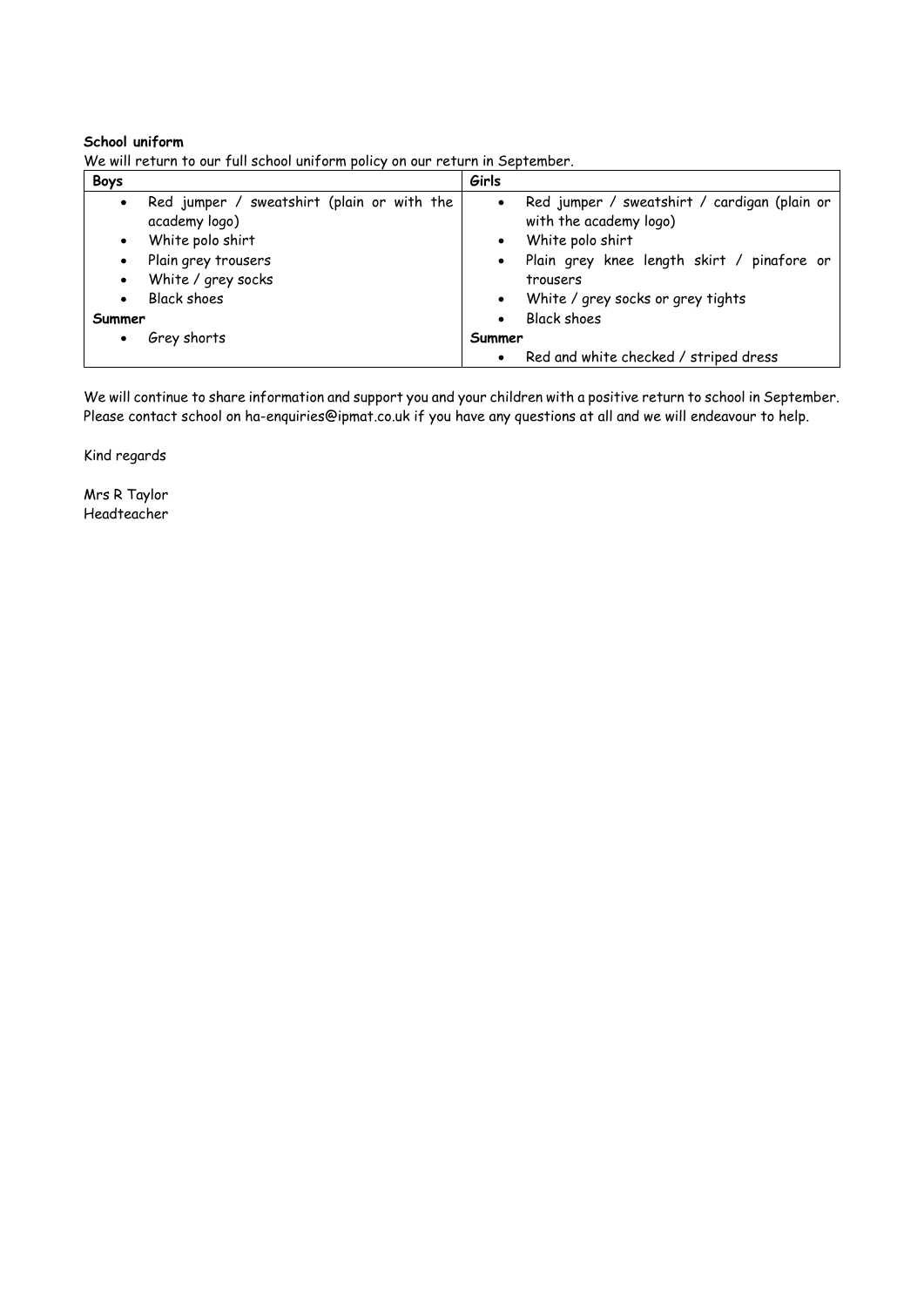**School uniform**

We will return to our full school uniform policy on our return in September.

| Boys | Girls |
|---|---|
| • Red jumper / sweatshirt (plain or with the academy logo)<br>• White polo shirt<br>• Plain grey trousers<br>• White / grey socks<br>• Black shoes<br>**Summer**<br>• Grey shorts | • Red jumper / sweatshirt / cardigan (plain or with the academy logo)<br>• White polo shirt<br>• Plain grey knee length skirt / pinafore or trousers<br>• White / grey socks or grey tights<br>• Black shoes<br>**Summer**<br>• Red and white checked / striped dress |

We will continue to share information and support you and your children with a positive return to school in September. Please contact school on ha-enquiries@ipmat.co.uk if you have any questions at all and we will endeavour to help.

Kind regards

Mrs R Taylor
Headteacher